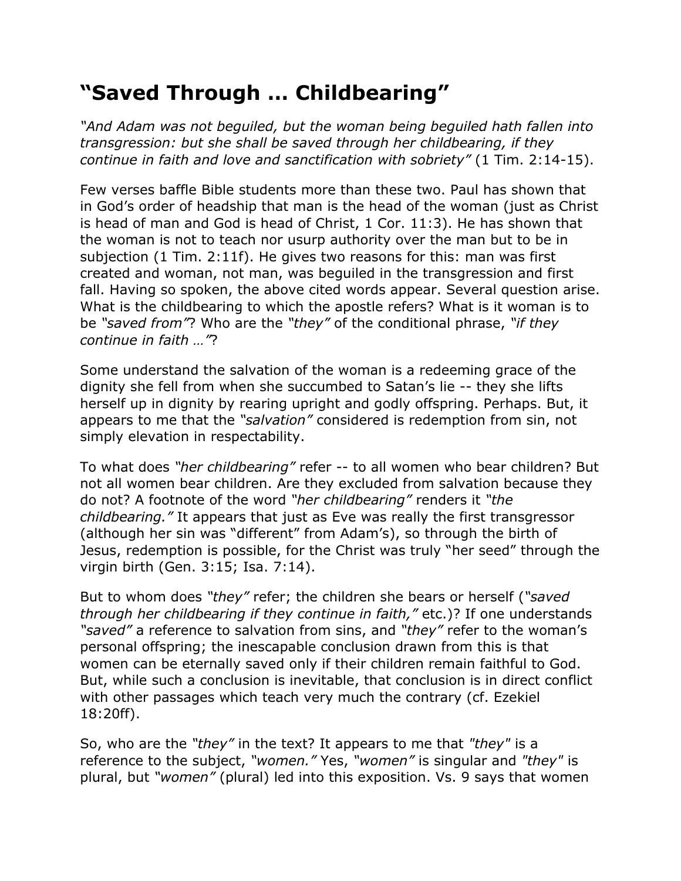# "Saved Through … Childbearing"

*"And Adam was not beguiled, but the woman being beguiled hath fallen into transgression: but she shall be saved through her childbearing, if they continue in faith and love and sanctification with sobriety"* (1 Tim. 2:14-15).

Few verses baffle Bible students more than these two. Paul has shown that in God's order of headship that man is the head of the woman (just as Christ is head of man and God is head of Christ, 1 Cor. 11:3). He has shown that the woman is not to teach nor usurp authority over the man but to be in subjection (1 Tim. 2:11f). He gives two reasons for this: man was first created and woman, not man, was beguiled in the transgression and first fall. Having so spoken, the above cited words appear. Several question arise. What is the childbearing to which the apostle refers? What is it woman is to be *"saved from"*? Who are the *"they"* of the conditional phrase, *"if they continue in faith …"*?

Some understand the salvation of the woman is a redeeming grace of the dignity she fell from when she succumbed to Satan's lie -- they she lifts herself up in dignity by rearing upright and godly offspring. Perhaps. But, it appears to me that the *"salvation"* considered is redemption from sin, not simply elevation in respectability.

To what does *"her childbearing"* refer -- to all women who bear children? But not all women bear children. Are they excluded from salvation because they do not? A footnote of the word *"her childbearing"* renders it *"the childbearing."* It appears that just as Eve was really the first transgressor (although her sin was "different" from Adam's), so through the birth of Jesus, redemption is possible, for the Christ was truly "her seed" through the virgin birth (Gen. 3:15; Isa. 7:14).

But to whom does *"they"* refer; the children she bears or herself (*"saved through her childbearing if they continue in faith,"* etc.)? If one understands *"saved"* a reference to salvation from sins, and *"they"* refer to the woman's personal offspring; the inescapable conclusion drawn from this is that women can be eternally saved only if their children remain faithful to God. But, while such a conclusion is inevitable, that conclusion is in direct conflict with other passages which teach very much the contrary (cf. Ezekiel 18:20ff).

So, who are the *"they"* in the text? It appears to me that *"they"* is a reference to the subject, *"women."* Yes, *"women"* is singular and *"they"* is plural, but *"women"* (plural) led into this exposition. Vs. 9 says that women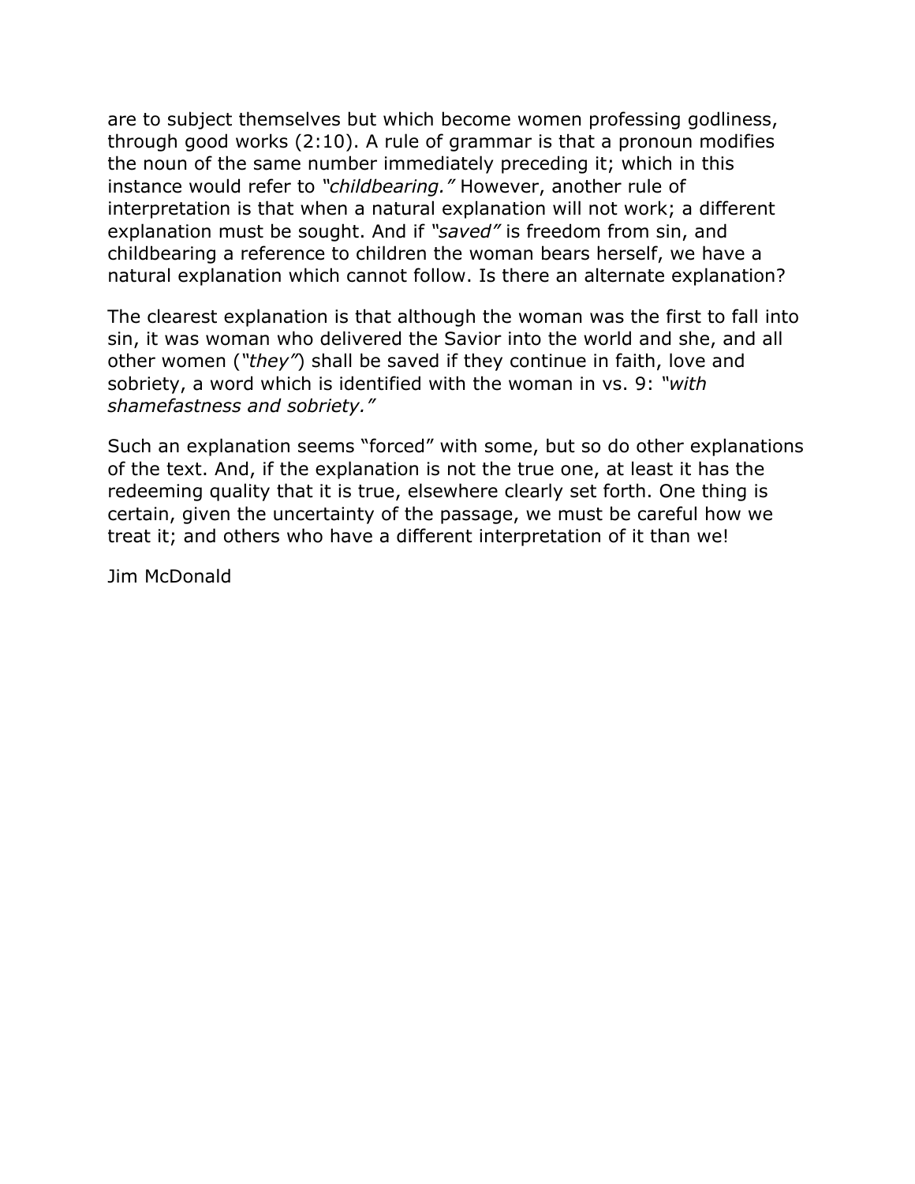are to subject themselves but which become women professing godliness, through good works (2:10). A rule of grammar is that a pronoun modifies the noun of the same number immediately preceding it; which in this instance would refer to *"childbearing."* However, another rule of interpretation is that when a natural explanation will not work; a different explanation must be sought. And if *"saved"* is freedom from sin, and childbearing a reference to children the woman bears herself, we have a natural explanation which cannot follow. Is there an alternate explanation?

The clearest explanation is that although the woman was the first to fall into sin, it was woman who delivered the Savior into the world and she, and all other women (*"they"*) shall be saved if they continue in faith, love and sobriety, a word which is identified with the woman in vs. 9: *"with shamefastness and sobriety."*

Such an explanation seems "forced" with some, but so do other explanations of the text. And, if the explanation is not the true one, at least it has the redeeming quality that it is true, elsewhere clearly set forth. One thing is certain, given the uncertainty of the passage, we must be careful how we treat it; and others who have a different interpretation of it than we!

Jim McDonald